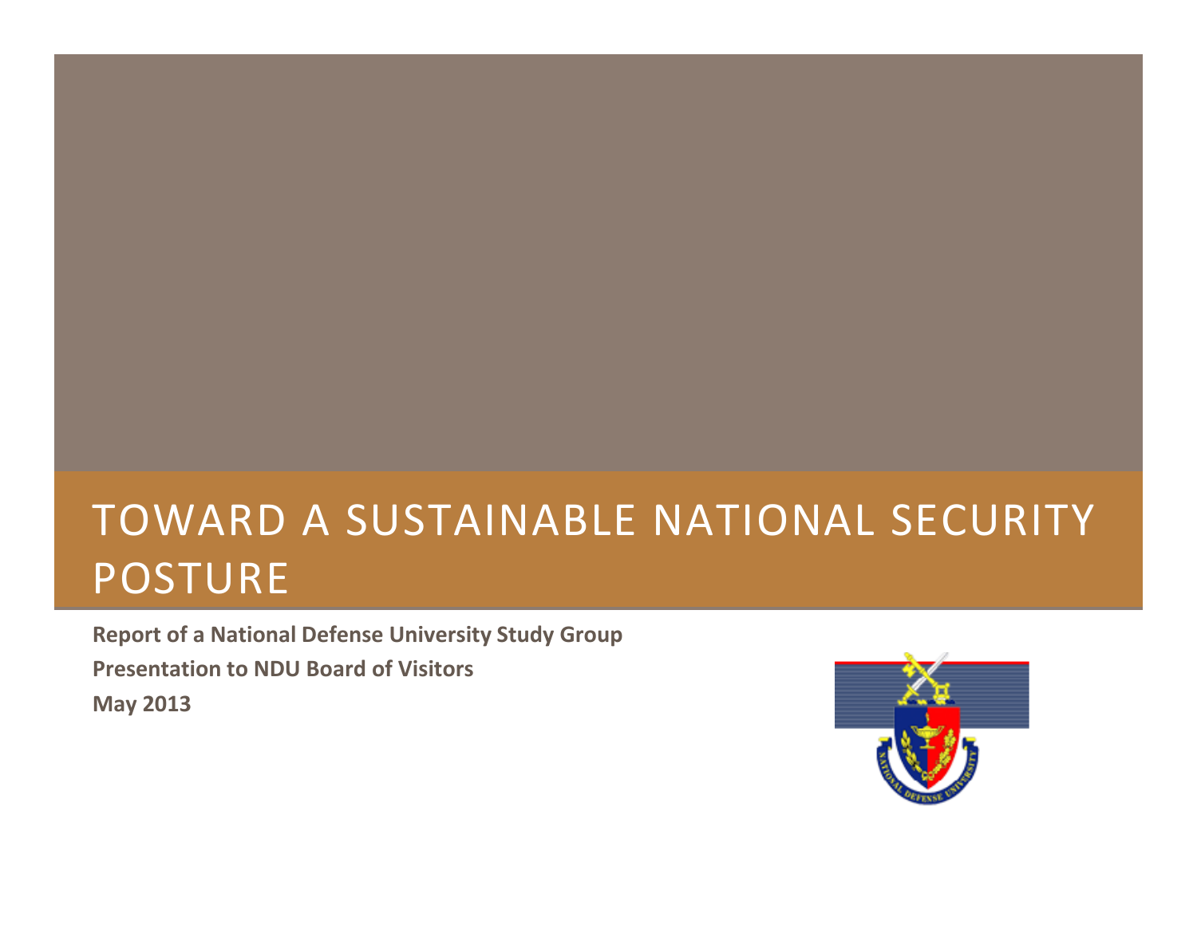# TOWARD A SUSTAINABLE NATIONAL SECURITY POSTURE

**Report of a National Defense University Study Group**

**Presentation to NDU Board of Visitors**

**May 2013**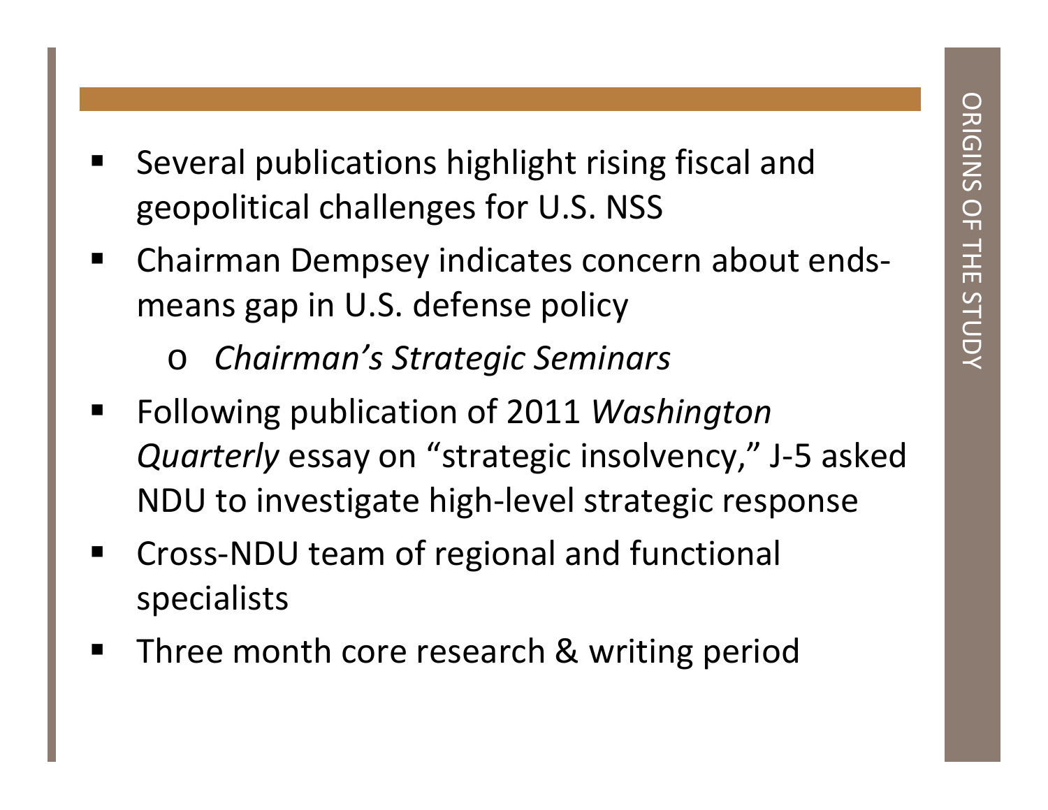## ORIGINS OF THE STUDY

- Several publications highlight rising fiscal and geopolitical challenges for U.S. NSS
- Chairman Dempsey indicates concern about ends-means gap in U.S. defense policy
  - *Chairman's Strategic Seminars*
- Following publication of 2011 *Washington Quarterly* essay on "strategic insolvency," J-5 asked NDU to investigate high-level strategic response
- Cross-NDU team of regional and functional specialists
- Three month core research & writing period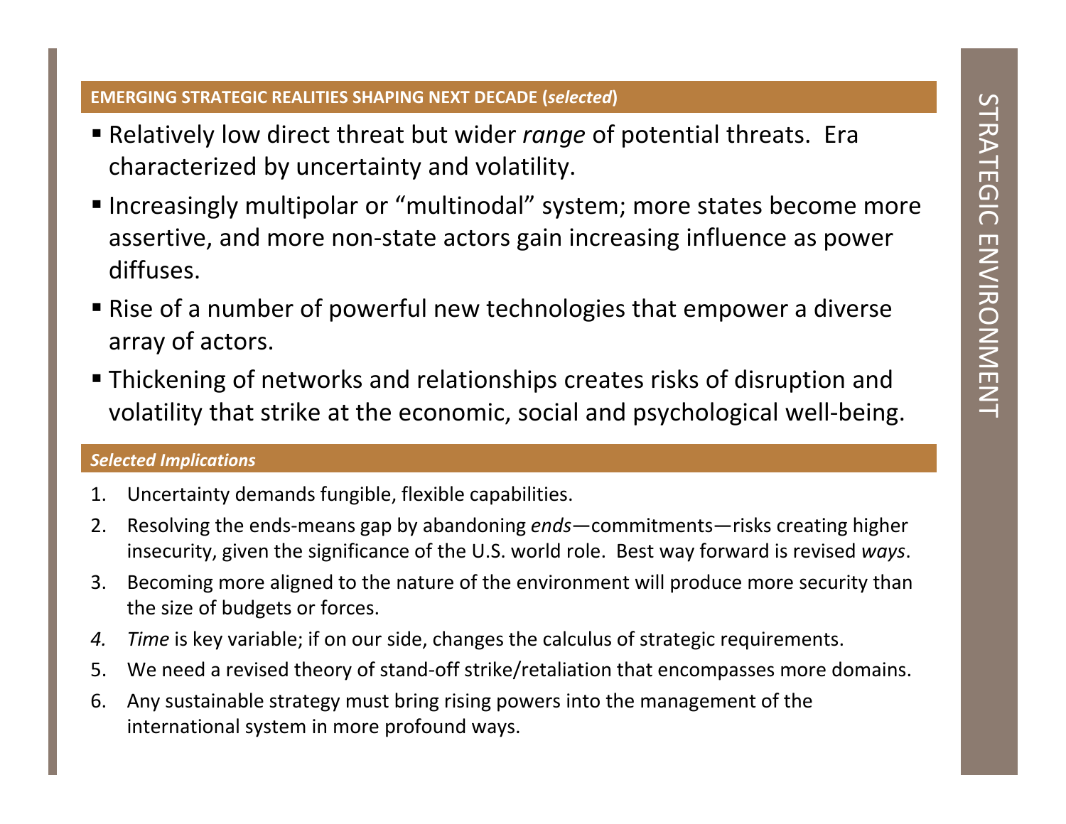## STRATEGIC ENVIRONMENT

### EMERGING STRATEGIC REALITIES SHAPING NEXT DECADE (*selected*)

- Relatively low direct threat but wider *range* of potential threats. Era characterized by uncertainty and volatility.
- Increasingly multipolar or "multinodal" system; more states become more assertive, and more non-state actors gain increasing influence as power diffuses.
- Rise of a number of powerful new technologies that empower a diverse array of actors.
- Thickening of networks and relationships creates risks of disruption and volatility that strike at the economic, social and psychological well-being.

### *Selected Implications*

1. Uncertainty demands fungible, flexible capabilities.
2. Resolving the ends-means gap by abandoning *ends*—commitments—risks creating higher insecurity, given the significance of the U.S. world role. Best way forward is revised *ways*.
3. Becoming more aligned to the nature of the environment will produce more security than the size of budgets or forces.
4. *Time* is key variable; if on our side, changes the calculus of strategic requirements.
5. We need a revised theory of stand-off strike/retaliation that encompasses more domains.
6. Any sustainable strategy must bring rising powers into the management of the international system in more profound ways.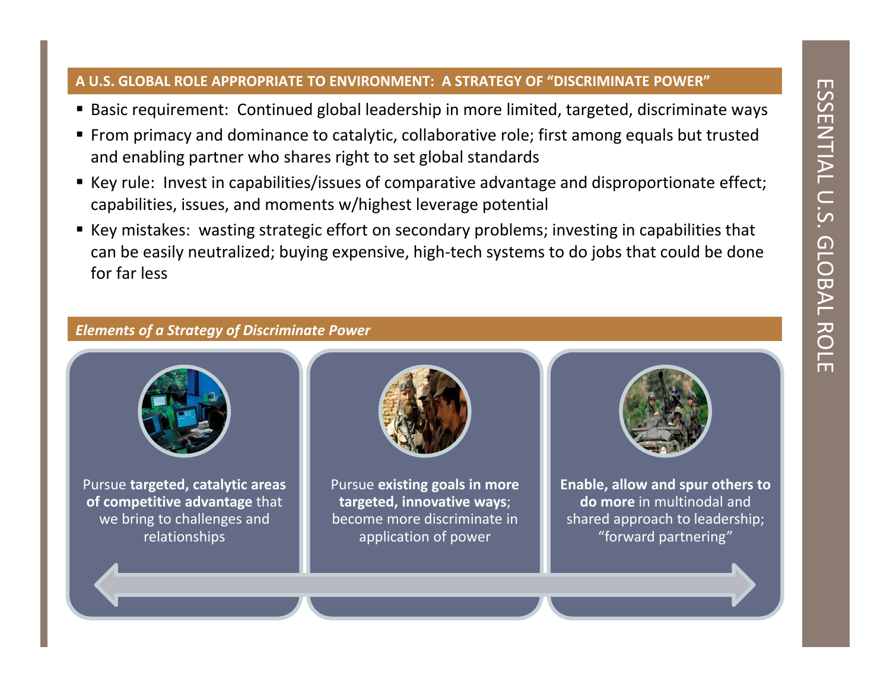# ESSENTIAL U.S. GLOBAL ROLE

## A U.S. GLOBAL ROLE APPROPRIATE TO ENVIRONMENT: A STRATEGY OF "DISCRIMINATE POWER"

- Basic requirement: Continued global leadership in more limited, targeted, discriminate ways
- From primacy and dominance to catalytic, collaborative role; first among equals but trusted and enabling partner who shares right to set global standards
- Key rule: Invest in capabilities/issues of comparative advantage and disproportionate effect; capabilities, issues, and moments w/highest leverage potential
- Key mistakes: wasting strategic effort on secondary problems; investing in capabilities that can be easily neutralized; buying expensive, high-tech systems to do jobs that could be done for far less

### *Elements of a Strategy of Discriminate Power*

Pursue **targeted, catalytic areas of competitive advantage** that we bring to challenges and relationships

Pursue **existing goals in more targeted, innovative ways**; become more discriminate in application of power

**Enable, allow and spur others to do more** in multinodal and shared approach to leadership; "forward partnering"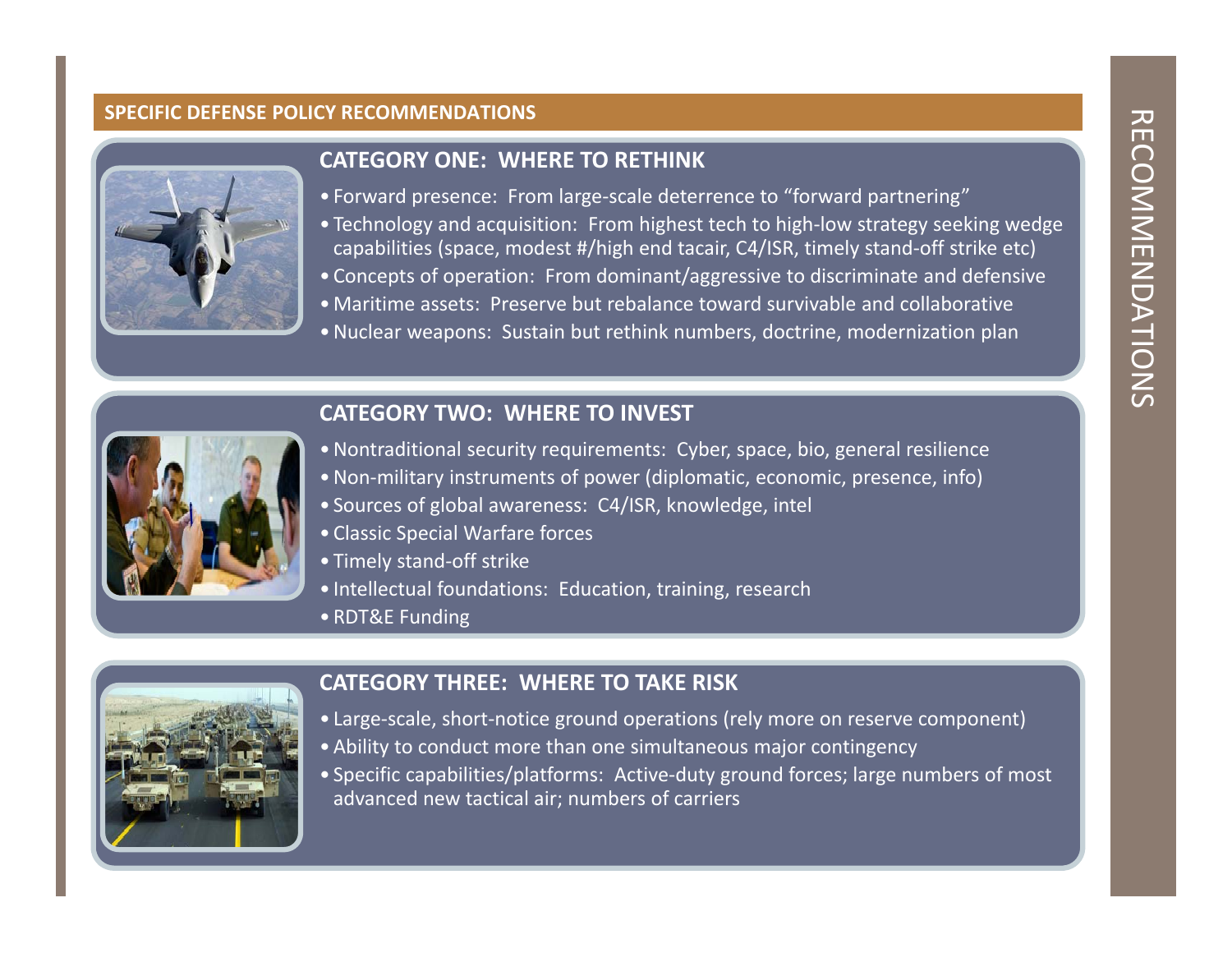## SPECIFIC DEFENSE POLICY RECOMMENDATIONS

### CATEGORY ONE: WHERE TO RETHINK

- Forward presence: From large-scale deterrence to "forward partnering"
- Technology and acquisition: From highest tech to high-low strategy seeking wedge capabilities (space, modest #/high end tacair, C4/ISR, timely stand-off strike etc)
- Concepts of operation: From dominant/aggressive to discriminate and defensive
- Maritime assets: Preserve but rebalance toward survivable and collaborative
- Nuclear weapons: Sustain but rethink numbers, doctrine, modernization plan

### CATEGORY TWO: WHERE TO INVEST

- Nontraditional security requirements: Cyber, space, bio, general resilience
- Non-military instruments of power (diplomatic, economic, presence, info)
- Sources of global awareness: C4/ISR, knowledge, intel
- Classic Special Warfare forces
- Timely stand-off strike
- Intellectual foundations: Education, training, research
- RDT&E Funding

### CATEGORY THREE: WHERE TO TAKE RISK

- Large-scale, short-notice ground operations (rely more on reserve component)
- Ability to conduct more than one simultaneous major contingency
- Specific capabilities/platforms: Active-duty ground forces; large numbers of most advanced new tactical air; numbers of carriers

RECOMMENDATIONS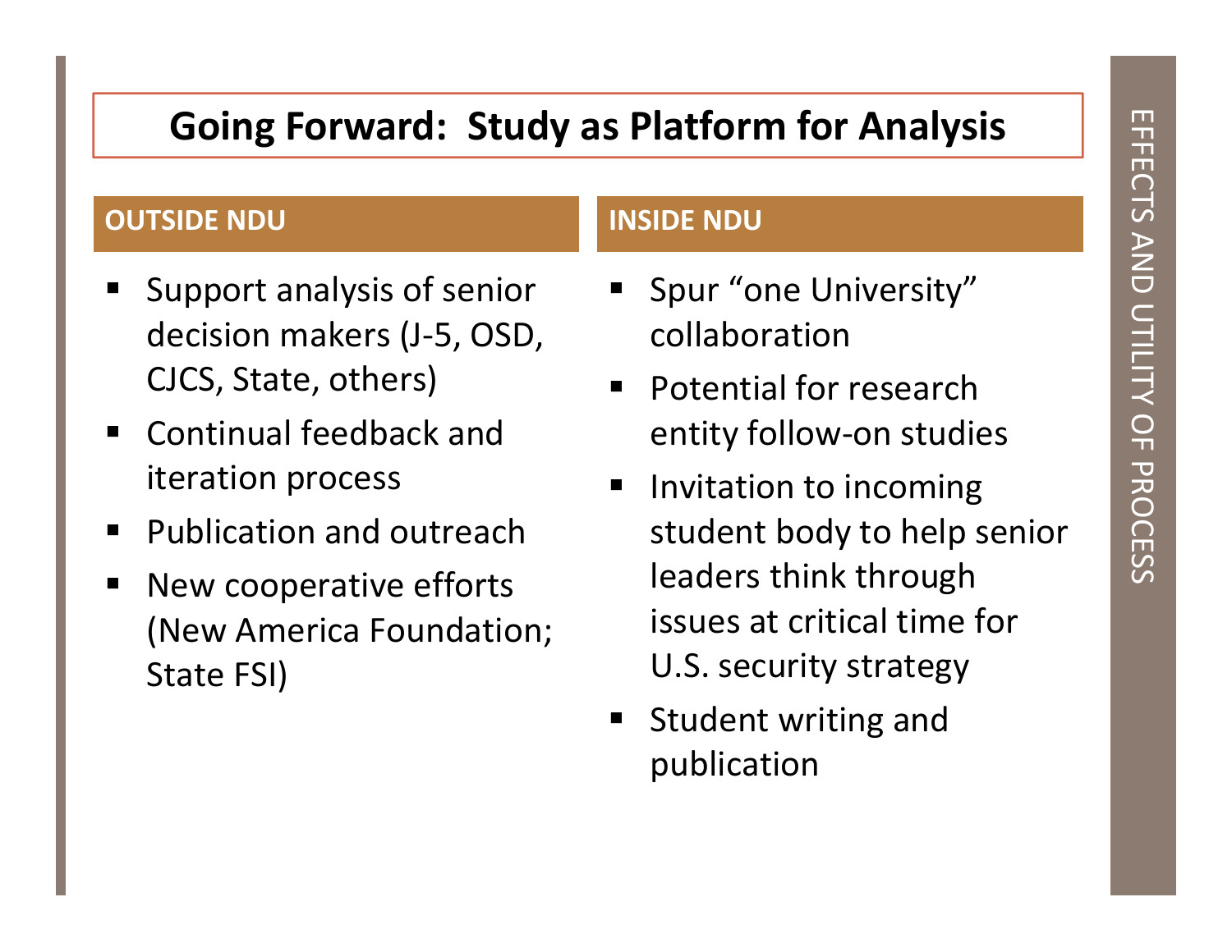# Going Forward: Study as Platform for Analysis

EFFECTS AND UTILITY OF PROCESS

## OUTSIDE NDU

- Support analysis of senior decision makers (J-5, OSD, CJCS, State, others)
- Continual feedback and iteration process
- Publication and outreach
- New cooperative efforts (New America Foundation; State FSI)

## INSIDE NDU

- Spur "one University" collaboration
- Potential for research entity follow-on studies
- Invitation to incoming student body to help senior leaders think through issues at critical time for U.S. security strategy
- Student writing and publication